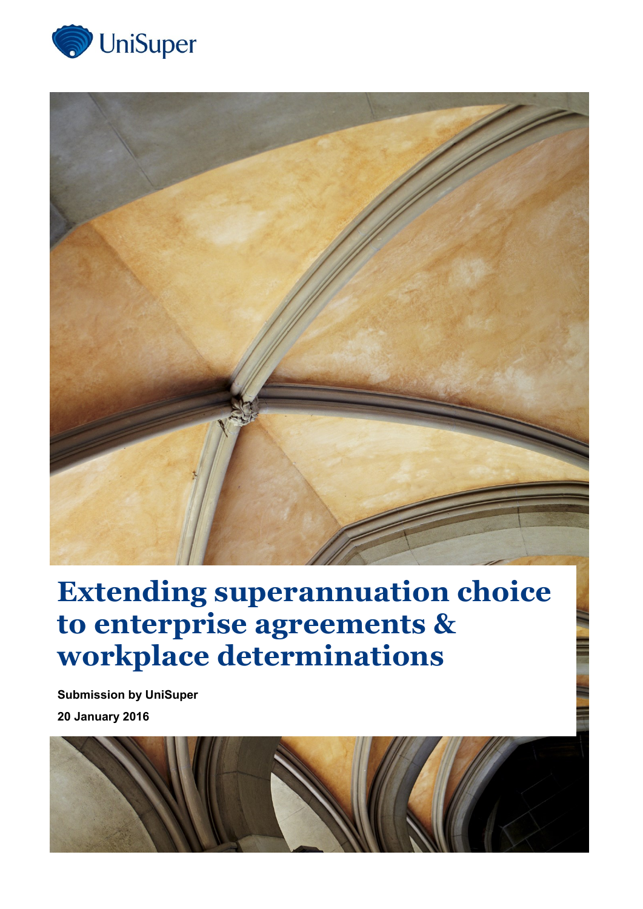UniSuper

# Extending superannuation choice to enterprise agreements & workplace determinations

**Submission by UniSuper**

**20 January 2016**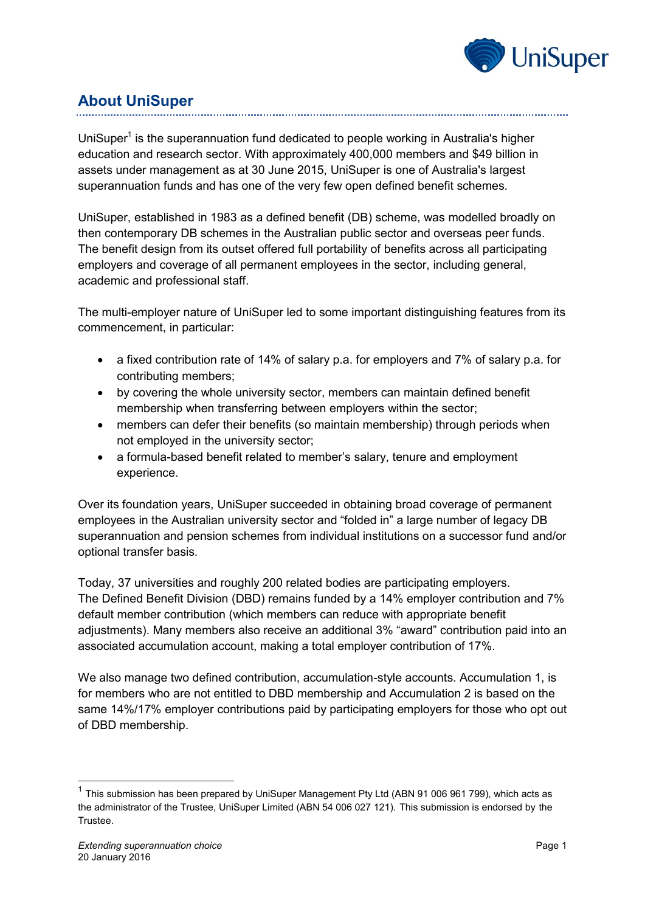## About UniSuper

UniSuper[1] is the superannuation fund dedicated to people working in Australia's higher education and research sector. With approximately 400,000 members and $49 billion in assets under management as at 30 June 2015, UniSuper is one of Australia's largest superannuation funds and has one of the very few open defined benefit schemes.

UniSuper, established in 1983 as a defined benefit (DB) scheme, was modelled broadly on then contemporary DB schemes in the Australian public sector and overseas peer funds. The benefit design from its outset offered full portability of benefits across all participating employers and coverage of all permanent employees in the sector, including general, academic and professional staff.

The multi-employer nature of UniSuper led to some important distinguishing features from its commencement, in particular:

- a fixed contribution rate of 14% of salary p.a. for employers and 7% of salary p.a. for contributing members;
- by covering the whole university sector, members can maintain defined benefit membership when transferring between employers within the sector;
- members can defer their benefits (so maintain membership) through periods when not employed in the university sector;
- a formula-based benefit related to member's salary, tenure and employment experience.

Over its foundation years, UniSuper succeeded in obtaining broad coverage of permanent employees in the Australian university sector and "folded in" a large number of legacy DB superannuation and pension schemes from individual institutions on a successor fund and/or optional transfer basis.

Today, 37 universities and roughly 200 related bodies are participating employers. The Defined Benefit Division (DBD) remains funded by a 14% employer contribution and 7% default member contribution (which members can reduce with appropriate benefit adjustments). Many members also receive an additional 3% "award" contribution paid into an associated accumulation account, making a total employer contribution of 17%.

We also manage two defined contribution, accumulation-style accounts. Accumulation 1, is for members who are not entitled to DBD membership and Accumulation 2 is based on the same 14%/17% employer contributions paid by participating employers for those who opt out of DBD membership.

---

[1] This submission has been prepared by UniSuper Management Pty Ltd (ABN 91 006 961 799), which acts as the administrator of the Trustee, UniSuper Limited (ABN 54 006 027 121). This submission is endorsed by the Trustee.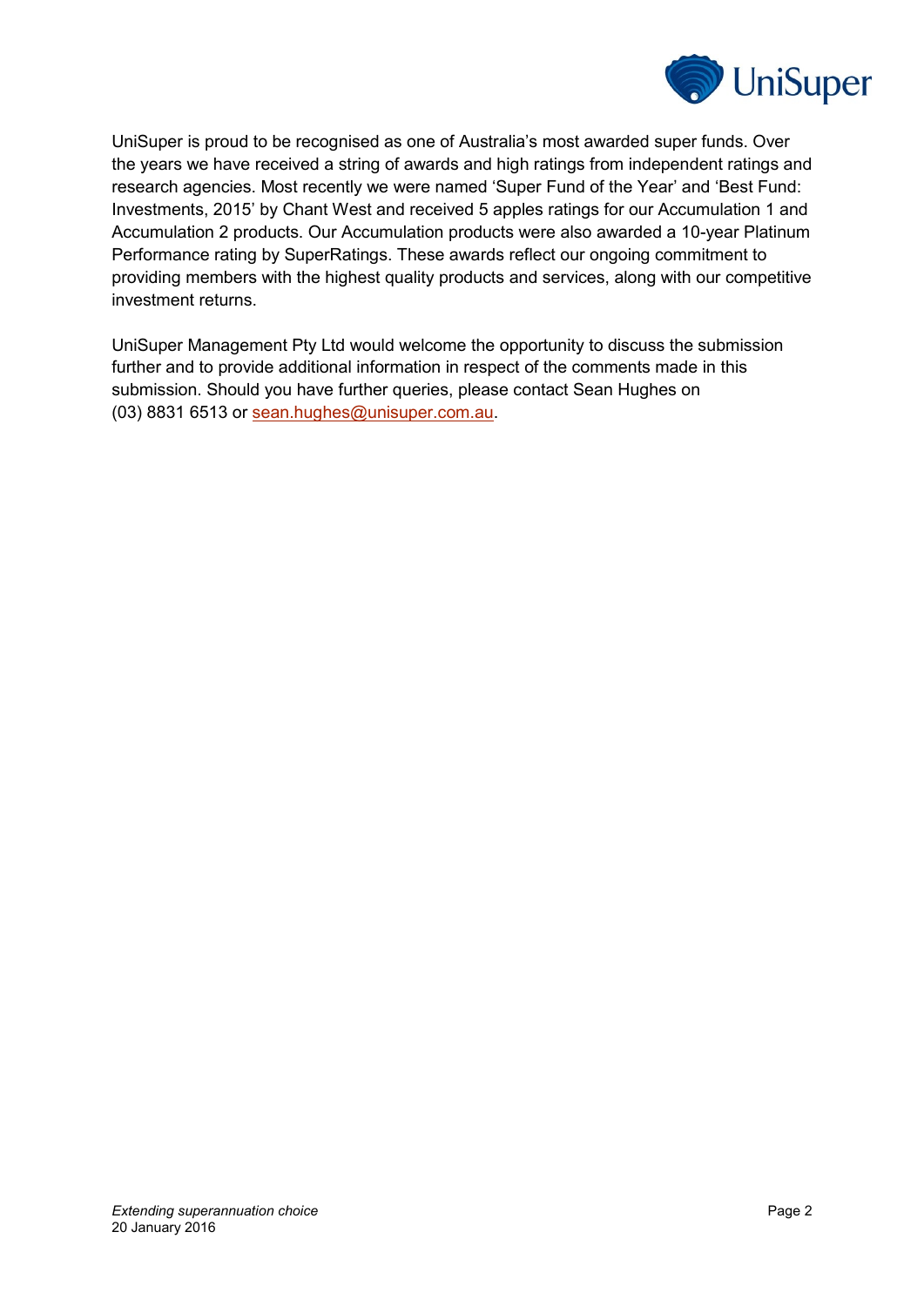UniSuper is proud to be recognised as one of Australia's most awarded super funds. Over the years we have received a string of awards and high ratings from independent ratings and research agencies. Most recently we were named 'Super Fund of the Year' and 'Best Fund: Investments, 2015' by Chant West and received 5 apples ratings for our Accumulation 1 and Accumulation 2 products. Our Accumulation products were also awarded a 10-year Platinum Performance rating by SuperRatings. These awards reflect our ongoing commitment to providing members with the highest quality products and services, along with our competitive investment returns.

UniSuper Management Pty Ltd would welcome the opportunity to discuss the submission further and to provide additional information in respect of the comments made in this submission. Should you have further queries, please contact Sean Hughes on (03) 8831 6513 or sean.hughes@unisuper.com.au.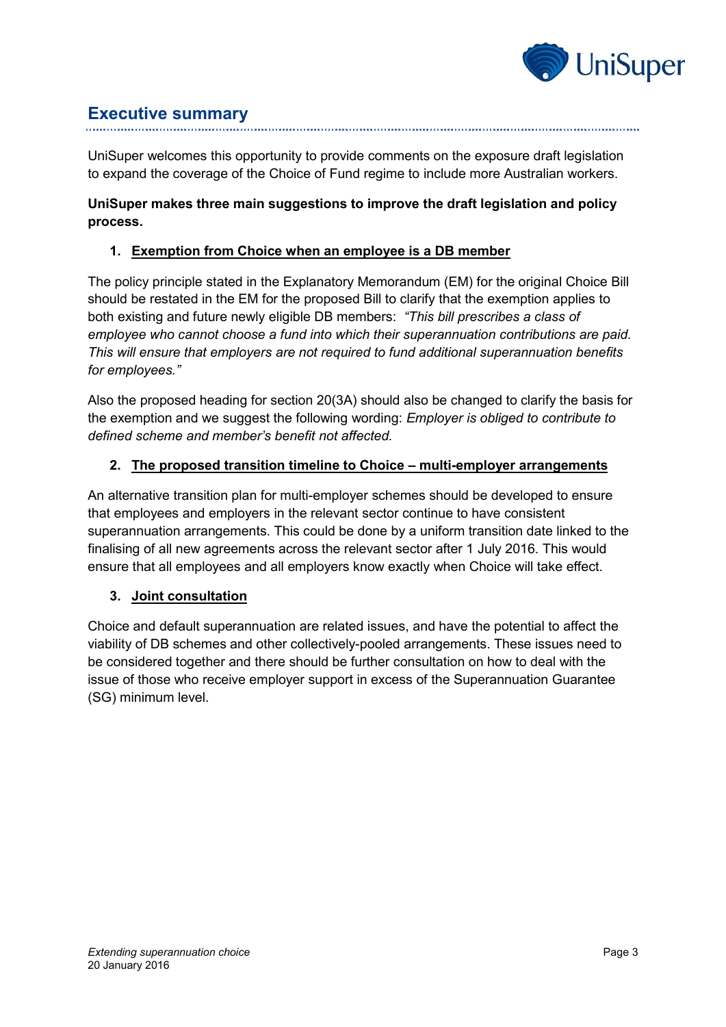## Executive summary

UniSuper welcomes this opportunity to provide comments on the exposure draft legislation to expand the coverage of the Choice of Fund regime to include more Australian workers.

**UniSuper makes three main suggestions to improve the draft legislation and policy process.**

1. **Exemption from Choice when an employee is a DB member**

The policy principle stated in the Explanatory Memorandum (EM) for the original Choice Bill should be restated in the EM for the proposed Bill to clarify that the exemption applies to both existing and future newly eligible DB members: *"This bill prescribes a class of employee who cannot choose a fund into which their superannuation contributions are paid. This will ensure that employers are not required to fund additional superannuation benefits for employees."*

Also the proposed heading for section 20(3A) should also be changed to clarify the basis for the exemption and we suggest the following wording: *Employer is obliged to contribute to defined scheme and member's benefit not affected.*

2. **The proposed transition timeline to Choice – multi-employer arrangements**

An alternative transition plan for multi-employer schemes should be developed to ensure that employees and employers in the relevant sector continue to have consistent superannuation arrangements. This could be done by a uniform transition date linked to the finalising of all new agreements across the relevant sector after 1 July 2016. This would ensure that all employees and all employers know exactly when Choice will take effect.

3. **Joint consultation**

Choice and default superannuation are related issues, and have the potential to affect the viability of DB schemes and other collectively-pooled arrangements. These issues need to be considered together and there should be further consultation on how to deal with the issue of those who receive employer support in excess of the Superannuation Guarantee (SG) minimum level.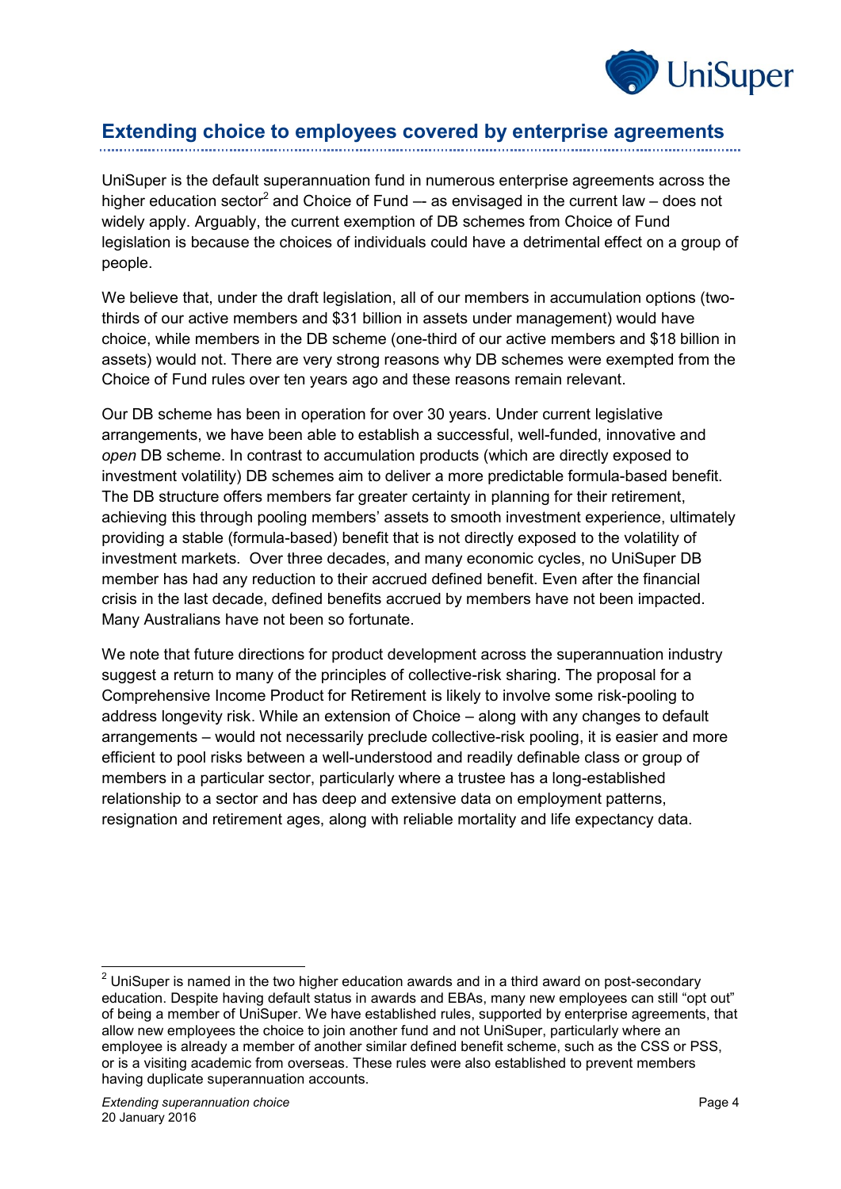## Extending choice to employees covered by enterprise agreements

UniSuper is the default superannuation fund in numerous enterprise agreements across the higher education sector[2] and Choice of Fund — as envisaged in the current law – does not widely apply. Arguably, the current exemption of DB schemes from Choice of Fund legislation is because the choices of individuals could have a detrimental effect on a group of people.

We believe that, under the draft legislation, all of our members in accumulation options (two-thirds of our active members and $31 billion in assets under management) would have choice, while members in the DB scheme (one-third of our active members and $18 billion in assets) would not. There are very strong reasons why DB schemes were exempted from the Choice of Fund rules over ten years ago and these reasons remain relevant.

Our DB scheme has been in operation for over 30 years. Under current legislative arrangements, we have been able to establish a successful, well-funded, innovative and *open* DB scheme. In contrast to accumulation products (which are directly exposed to investment volatility) DB schemes aim to deliver a more predictable formula-based benefit. The DB structure offers members far greater certainty in planning for their retirement, achieving this through pooling members' assets to smooth investment experience, ultimately providing a stable (formula-based) benefit that is not directly exposed to the volatility of investment markets. Over three decades, and many economic cycles, no UniSuper DB member has had any reduction to their accrued defined benefit. Even after the financial crisis in the last decade, defined benefits accrued by members have not been impacted. Many Australians have not been so fortunate.

We note that future directions for product development across the superannuation industry suggest a return to many of the principles of collective-risk sharing. The proposal for a Comprehensive Income Product for Retirement is likely to involve some risk-pooling to address longevity risk. While an extension of Choice – along with any changes to default arrangements – would not necessarily preclude collective-risk pooling, it is easier and more efficient to pool risks between a well-understood and readily definable class or group of members in a particular sector, particularly where a trustee has a long-established relationship to a sector and has deep and extensive data on employment patterns, resignation and retirement ages, along with reliable mortality and life expectancy data.

[2] UniSuper is named in the two higher education awards and in a third award on post-secondary education. Despite having default status in awards and EBAs, many new employees can still "opt out" of being a member of UniSuper. We have established rules, supported by enterprise agreements, that allow new employees the choice to join another fund and not UniSuper, particularly where an employee is already a member of another similar defined benefit scheme, such as the CSS or PSS, or is a visiting academic from overseas. These rules were also established to prevent members having duplicate superannuation accounts.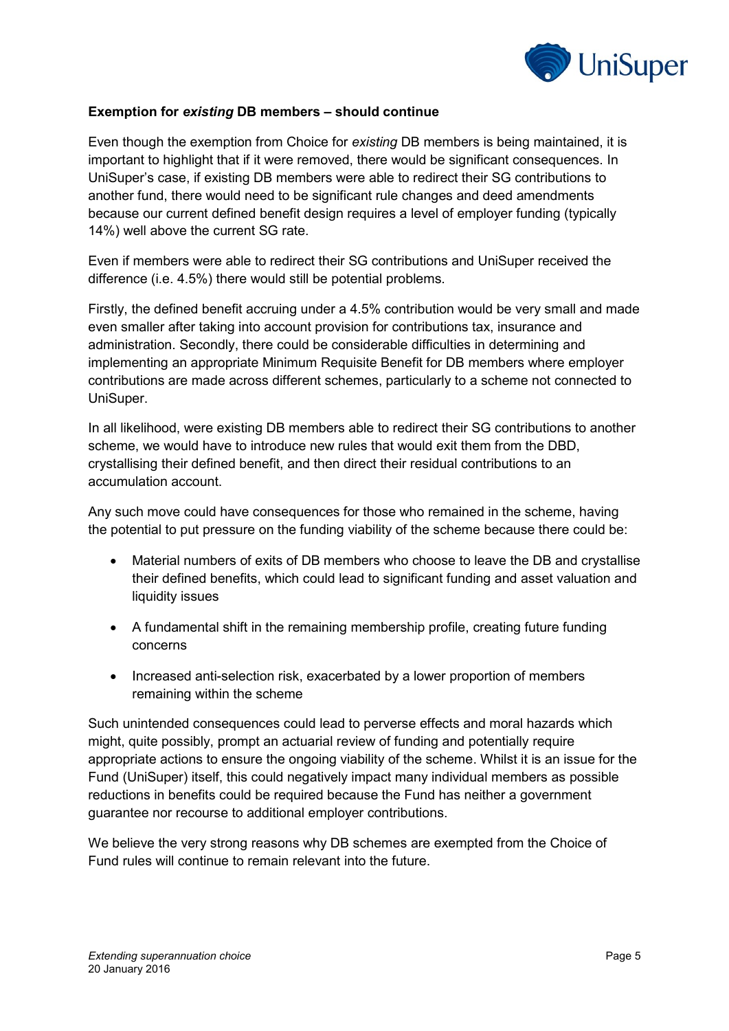**Exemption for *existing* DB members – should continue**

Even though the exemption from Choice for *existing* DB members is being maintained, it is important to highlight that if it were removed, there would be significant consequences. In UniSuper's case, if existing DB members were able to redirect their SG contributions to another fund, there would need to be significant rule changes and deed amendments because our current defined benefit design requires a level of employer funding (typically 14%) well above the current SG rate.

Even if members were able to redirect their SG contributions and UniSuper received the difference (i.e. 4.5%) there would still be potential problems.

Firstly, the defined benefit accruing under a 4.5% contribution would be very small and made even smaller after taking into account provision for contributions tax, insurance and administration. Secondly, there could be considerable difficulties in determining and implementing an appropriate Minimum Requisite Benefit for DB members where employer contributions are made across different schemes, particularly to a scheme not connected to UniSuper.

In all likelihood, were existing DB members able to redirect their SG contributions to another scheme, we would have to introduce new rules that would exit them from the DBD, crystallising their defined benefit, and then direct their residual contributions to an accumulation account.

Any such move could have consequences for those who remained in the scheme, having the potential to put pressure on the funding viability of the scheme because there could be:

- Material numbers of exits of DB members who choose to leave the DB and crystallise their defined benefits, which could lead to significant funding and asset valuation and liquidity issues
- A fundamental shift in the remaining membership profile, creating future funding concerns
- Increased anti-selection risk, exacerbated by a lower proportion of members remaining within the scheme

Such unintended consequences could lead to perverse effects and moral hazards which might, quite possibly, prompt an actuarial review of funding and potentially require appropriate actions to ensure the ongoing viability of the scheme. Whilst it is an issue for the Fund (UniSuper) itself, this could negatively impact many individual members as possible reductions in benefits could be required because the Fund has neither a government guarantee nor recourse to additional employer contributions.

We believe the very strong reasons why DB schemes are exempted from the Choice of Fund rules will continue to remain relevant into the future.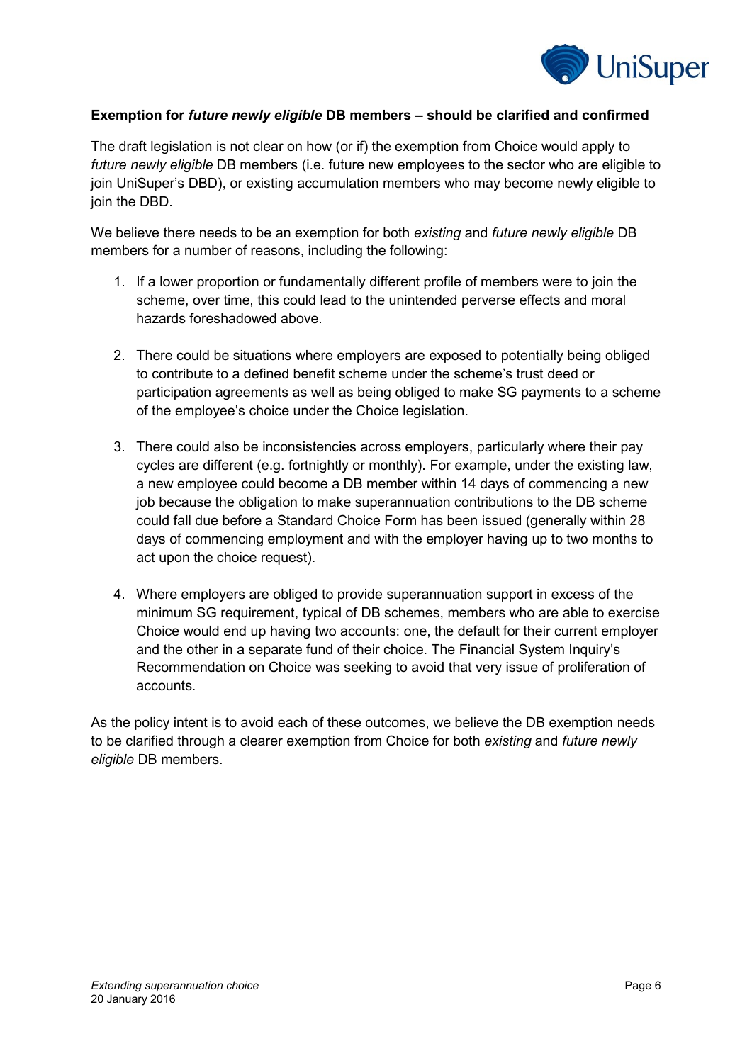**Exemption for *future newly eligible* DB members – should be clarified and confirmed**

The draft legislation is not clear on how (or if) the exemption from Choice would apply to *future newly eligible* DB members (i.e. future new employees to the sector who are eligible to join UniSuper's DBD), or existing accumulation members who may become newly eligible to join the DBD.

We believe there needs to be an exemption for both *existing* and *future newly eligible* DB members for a number of reasons, including the following:

1. If a lower proportion or fundamentally different profile of members were to join the scheme, over time, this could lead to the unintended perverse effects and moral hazards foreshadowed above.

2. There could be situations where employers are exposed to potentially being obliged to contribute to a defined benefit scheme under the scheme's trust deed or participation agreements as well as being obliged to make SG payments to a scheme of the employee's choice under the Choice legislation.

3. There could also be inconsistencies across employers, particularly where their pay cycles are different (e.g. fortnightly or monthly). For example, under the existing law, a new employee could become a DB member within 14 days of commencing a new job because the obligation to make superannuation contributions to the DB scheme could fall due before a Standard Choice Form has been issued (generally within 28 days of commencing employment and with the employer having up to two months to act upon the choice request).

4. Where employers are obliged to provide superannuation support in excess of the minimum SG requirement, typical of DB schemes, members who are able to exercise Choice would end up having two accounts: one, the default for their current employer and the other in a separate fund of their choice. The Financial System Inquiry's Recommendation on Choice was seeking to avoid that very issue of proliferation of accounts.

As the policy intent is to avoid each of these outcomes, we believe the DB exemption needs to be clarified through a clearer exemption from Choice for both *existing* and *future newly eligible* DB members.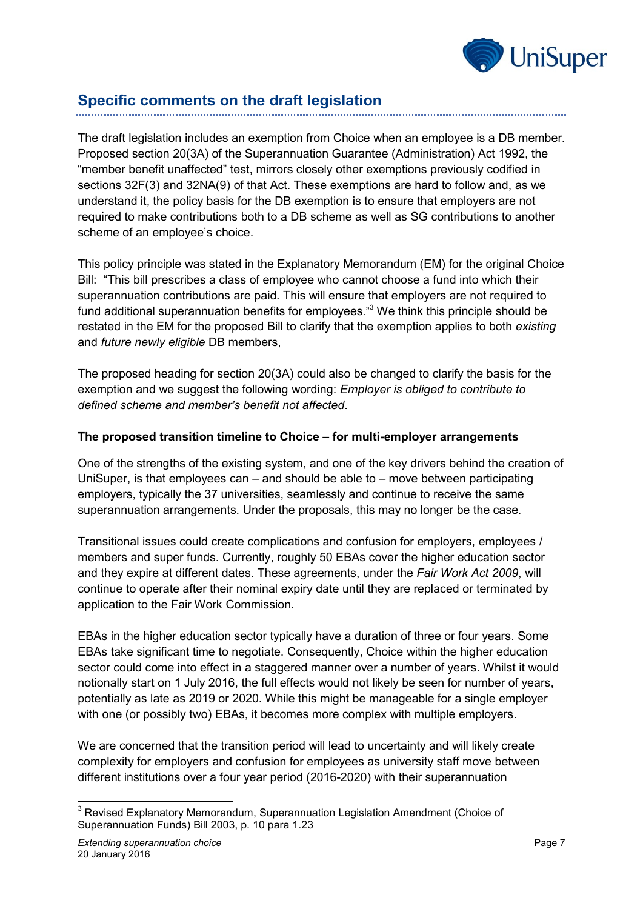## Specific comments on the draft legislation

The draft legislation includes an exemption from Choice when an employee is a DB member. Proposed section 20(3A) of the Superannuation Guarantee (Administration) Act 1992, the "member benefit unaffected" test, mirrors closely other exemptions previously codified in sections 32F(3) and 32NA(9) of that Act. These exemptions are hard to follow and, as we understand it, the policy basis for the DB exemption is to ensure that employers are not required to make contributions both to a DB scheme as well as SG contributions to another scheme of an employee's choice.

This policy principle was stated in the Explanatory Memorandum (EM) for the original Choice Bill: "This bill prescribes a class of employee who cannot choose a fund into which their superannuation contributions are paid. This will ensure that employers are not required to fund additional superannuation benefits for employees."[3] We think this principle should be restated in the EM for the proposed Bill to clarify that the exemption applies to both *existing* and *future newly eligible* DB members,

The proposed heading for section 20(3A) could also be changed to clarify the basis for the exemption and we suggest the following wording: *Employer is obliged to contribute to defined scheme and member's benefit not affected*.

**The proposed transition timeline to Choice – for multi-employer arrangements**

One of the strengths of the existing system, and one of the key drivers behind the creation of UniSuper, is that employees can – and should be able to – move between participating employers, typically the 37 universities, seamlessly and continue to receive the same superannuation arrangements. Under the proposals, this may no longer be the case.

Transitional issues could create complications and confusion for employers, employees / members and super funds. Currently, roughly 50 EBAs cover the higher education sector and they expire at different dates. These agreements, under the *Fair Work Act 2009*, will continue to operate after their nominal expiry date until they are replaced or terminated by application to the Fair Work Commission.

EBAs in the higher education sector typically have a duration of three or four years. Some EBAs take significant time to negotiate. Consequently, Choice within the higher education sector could come into effect in a staggered manner over a number of years. Whilst it would notionally start on 1 July 2016, the full effects would not likely be seen for number of years, potentially as late as 2019 or 2020. While this might be manageable for a single employer with one (or possibly two) EBAs, it becomes more complex with multiple employers.

We are concerned that the transition period will lead to uncertainty and will likely create complexity for employers and confusion for employees as university staff move between different institutions over a four year period (2016-2020) with their superannuation

[3] Revised Explanatory Memorandum, Superannuation Legislation Amendment (Choice of Superannuation Funds) Bill 2003, p. 10 para 1.23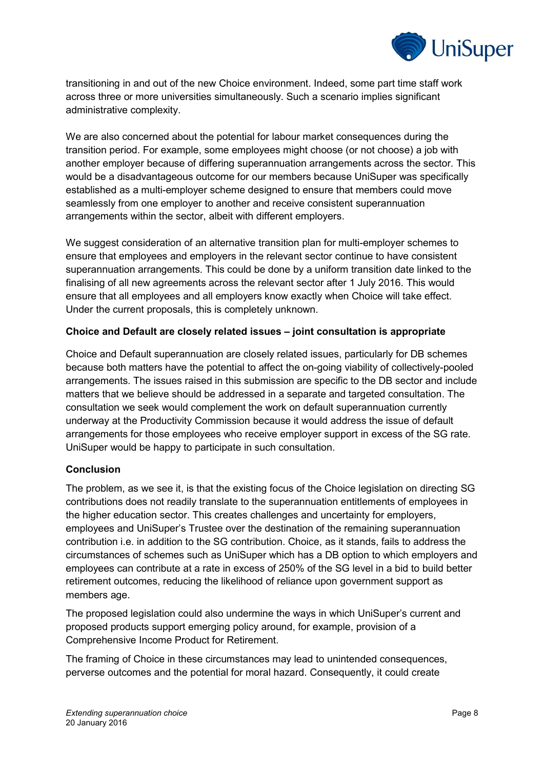transitioning in and out of the new Choice environment. Indeed, some part time staff work across three or more universities simultaneously. Such a scenario implies significant administrative complexity.

We are also concerned about the potential for labour market consequences during the transition period. For example, some employees might choose (or not choose) a job with another employer because of differing superannuation arrangements across the sector. This would be a disadvantageous outcome for our members because UniSuper was specifically established as a multi-employer scheme designed to ensure that members could move seamlessly from one employer to another and receive consistent superannuation arrangements within the sector, albeit with different employers.

We suggest consideration of an alternative transition plan for multi-employer schemes to ensure that employees and employers in the relevant sector continue to have consistent superannuation arrangements. This could be done by a uniform transition date linked to the finalising of all new agreements across the relevant sector after 1 July 2016. This would ensure that all employees and all employers know exactly when Choice will take effect. Under the current proposals, this is completely unknown.

**Choice and Default are closely related issues – joint consultation is appropriate**

Choice and Default superannuation are closely related issues, particularly for DB schemes because both matters have the potential to affect the on-going viability of collectively-pooled arrangements. The issues raised in this submission are specific to the DB sector and include matters that we believe should be addressed in a separate and targeted consultation. The consultation we seek would complement the work on default superannuation currently underway at the Productivity Commission because it would address the issue of default arrangements for those employees who receive employer support in excess of the SG rate. UniSuper would be happy to participate in such consultation.

**Conclusion**

The problem, as we see it, is that the existing focus of the Choice legislation on directing SG contributions does not readily translate to the superannuation entitlements of employees in the higher education sector. This creates challenges and uncertainty for employers, employees and UniSuper's Trustee over the destination of the remaining superannuation contribution i.e. in addition to the SG contribution. Choice, as it stands, fails to address the circumstances of schemes such as UniSuper which has a DB option to which employers and employees can contribute at a rate in excess of 250% of the SG level in a bid to build better retirement outcomes, reducing the likelihood of reliance upon government support as members age.

The proposed legislation could also undermine the ways in which UniSuper's current and proposed products support emerging policy around, for example, provision of a Comprehensive Income Product for Retirement.

The framing of Choice in these circumstances may lead to unintended consequences, perverse outcomes and the potential for moral hazard. Consequently, it could create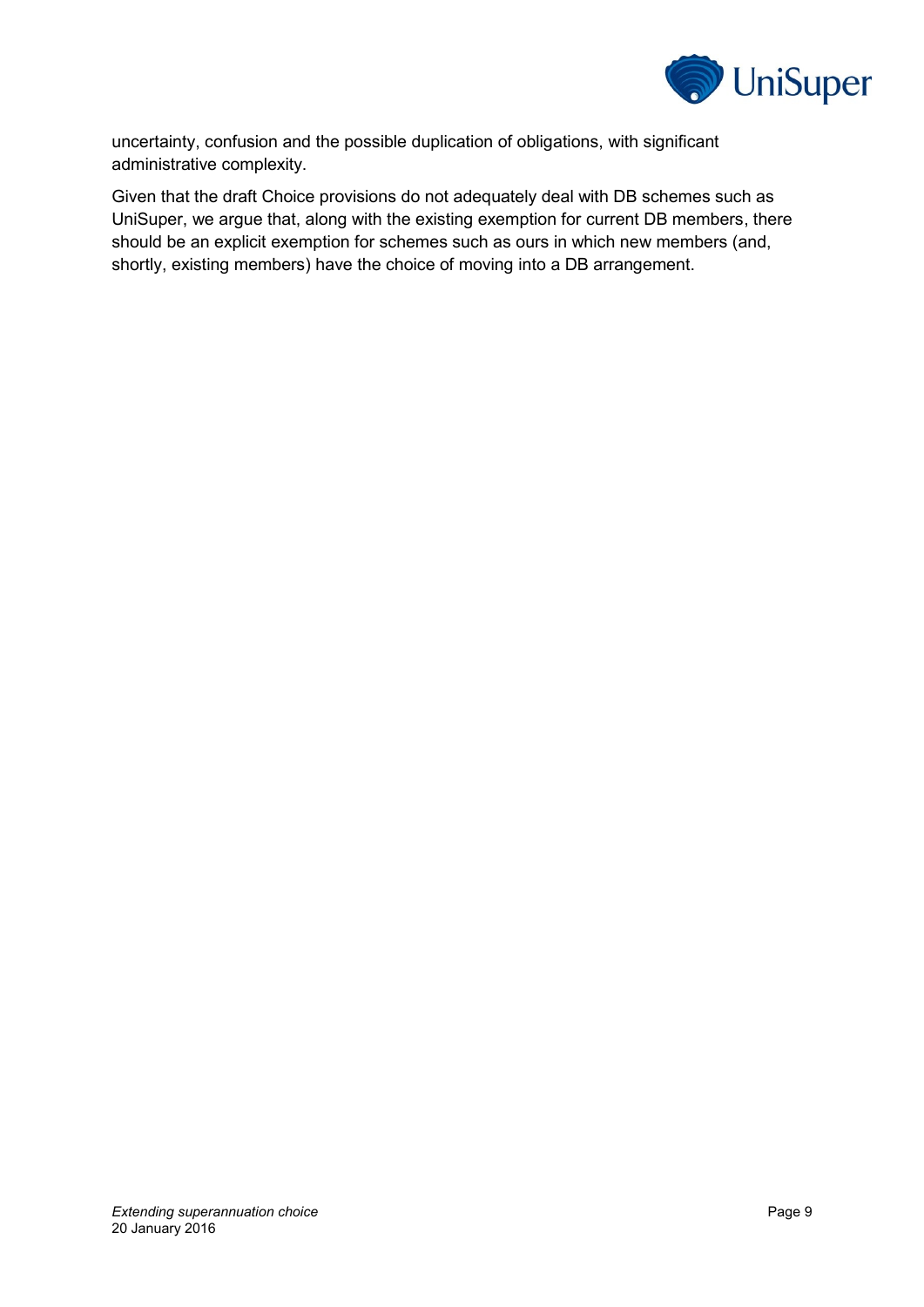uncertainty, confusion and the possible duplication of obligations, with significant administrative complexity.

Given that the draft Choice provisions do not adequately deal with DB schemes such as UniSuper, we argue that, along with the existing exemption for current DB members, there should be an explicit exemption for schemes such as ours in which new members (and, shortly, existing members) have the choice of moving into a DB arrangement.